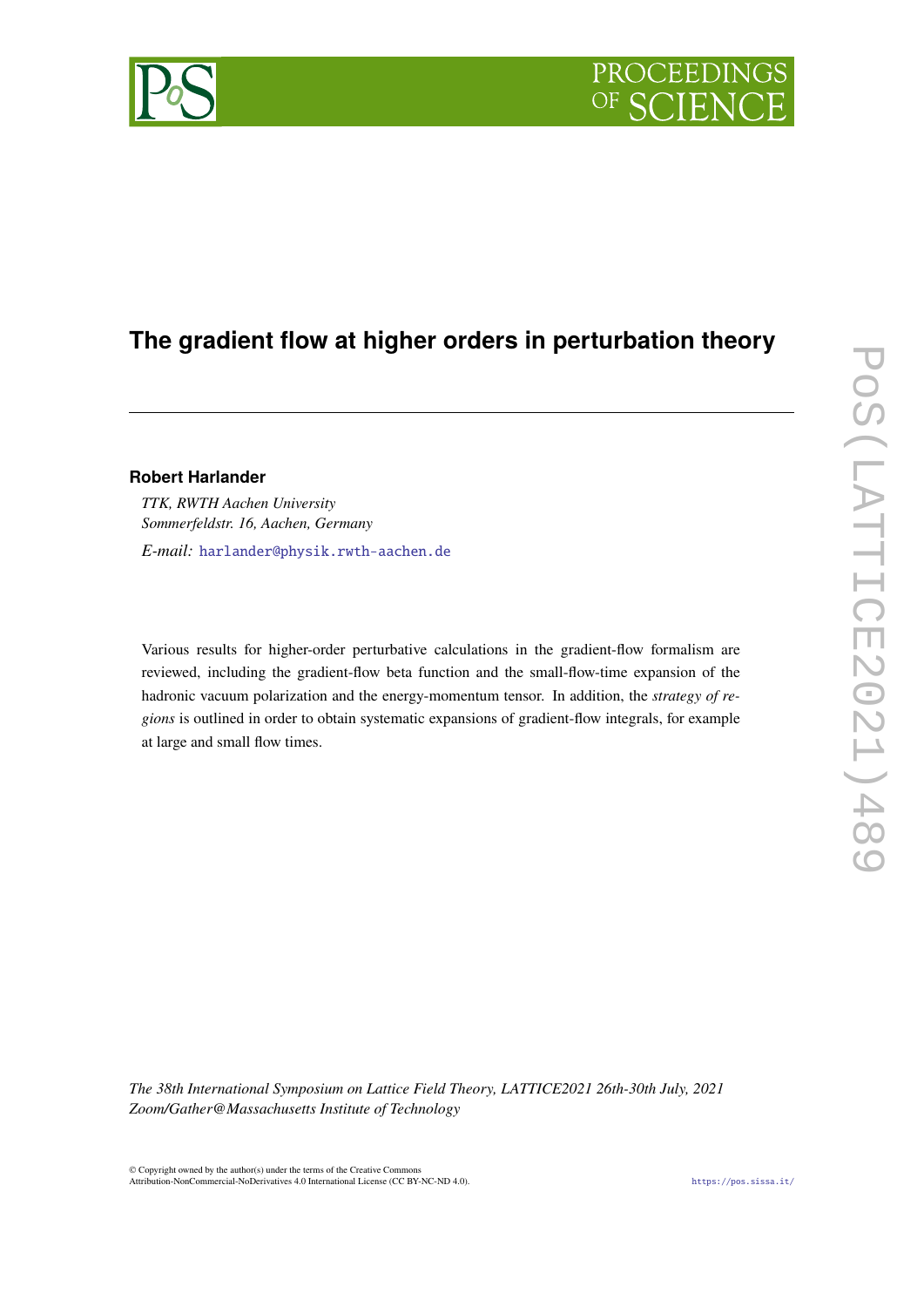# The gradient flow at higher orders in perturbation theory

**Robert Harlander**

*TTK, RWTH Aachen University*
*Sommerfeldstr. 16, Aachen, Germany*

*E-mail:* harlander@physik.rwth-aachen.de

Various results for higher-order perturbative calculations in the gradient-flow formalism are reviewed, including the gradient-flow beta function and the small-flow-time expansion of the hadronic vacuum polarization and the energy-momentum tensor. In addition, the *strategy of regions* is outlined in order to obtain systematic expansions of gradient-flow integrals, for example at large and small flow times.

*The 38th International Symposium on Lattice Field Theory, LATTICE2021 26th-30th July, 2021*
*Zoom/Gather@Massachusetts Institute of Technology*

© Copyright owned by the author(s) under the terms of the Creative Commons Attribution-NonCommercial-NoDerivatives 4.0 International License (CC BY-NC-ND 4.0).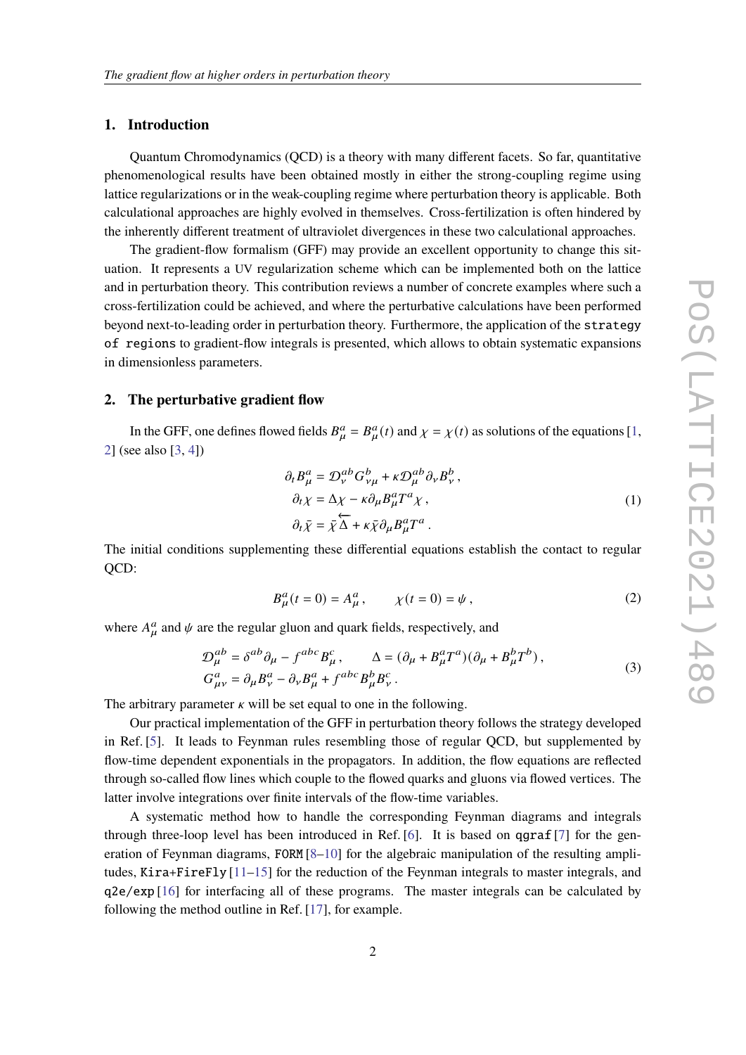## 1. Introduction

Quantum Chromodynamics (QCD) is a theory with many different facets. So far, quantitative phenomenological results have been obtained mostly in either the strong-coupling regime using lattice regularizations or in the weak-coupling regime where perturbation theory is applicable. Both calculational approaches are highly evolved in themselves. Cross-fertilization is often hindered by the inherently different treatment of ultraviolet divergences in these two calculational approaches.

The gradient-flow formalism (GFF) may provide an excellent opportunity to change this situation. It represents a UV regularization scheme which can be implemented both on the lattice and in perturbation theory. This contribution reviews a number of concrete examples where such a cross-fertilization could be achieved, and where the perturbative calculations have been performed beyond next-to-leading order in perturbation theory. Furthermore, the application of the `strategy of regions` to gradient-flow integrals is presented, which allows to obtain systematic expansions in dimensionless parameters.

## 2. The perturbative gradient flow

In the GFF, one defines flowed fields $B_\mu^a = B_\mu^a(t)$ and $\chi = \chi(t)$ as solutions of the equations [1, 2] (see also [3, 4])

$$
\begin{aligned}
\partial_t B_\mu^a &= \mathcal{D}_\nu^{ab} G_{\nu\mu}^b + \kappa \mathcal{D}_\mu^{ab} \partial_\nu B_\nu^b \,, \\
\partial_t \chi &= \Delta \chi - \kappa \partial_\mu B_\mu^a T^a \chi \,, \\
\partial_t \bar{\chi} &= \bar{\chi} \overleftarrow{\Delta} + \kappa \bar{\chi} \partial_\mu B_\mu^a T^a \,.
\end{aligned}
\tag{1}
$$

The initial conditions supplementing these differential equations establish the contact to regular QCD:

$$
B_\mu^a(t=0) = A_\mu^a \,, \qquad \chi(t=0) = \psi \,,
\tag{2}
$$

where $A_\mu^a$ and $\psi$ are the regular gluon and quark fields, respectively, and

$$
\begin{aligned}
\mathcal{D}_\mu^{ab} &= \delta^{ab}\partial_\mu - f^{abc} B_\mu^c \,, \qquad \Delta = (\partial_\mu + B_\mu^a T^a)(\partial_\mu + B_\mu^b T^b) \,, \\
G_{\mu\nu}^a &= \partial_\mu B_\nu^a - \partial_\nu B_\mu^a + f^{abc} B_\mu^b B_\nu^c \,.
\end{aligned}
\tag{3}
$$

The arbitrary parameter $\kappa$ will be set equal to one in the following.

Our practical implementation of the GFF in perturbation theory follows the strategy developed in Ref. [5]. It leads to Feynman rules resembling those of regular QCD, but supplemented by flow-time dependent exponentials in the propagators. In addition, the flow equations are reflected through so-called flow lines which couple to the flowed quarks and gluons via flowed vertices. The latter involve integrations over finite intervals of the flow-time variables.

A systematic method how to handle the corresponding Feynman diagrams and integrals through three-loop level has been introduced in Ref. [6]. It is based on `qgraf` [7] for the generation of Feynman diagrams, `FORM` [8–10] for the algebraic manipulation of the resulting amplitudes, `Kira`+`FireFly` [11–15] for the reduction of the Feynman integrals to master integrals, and `q2e/exp` [16] for interfacing all of these programs. The master integrals can be calculated by following the method outline in Ref. [17], for example.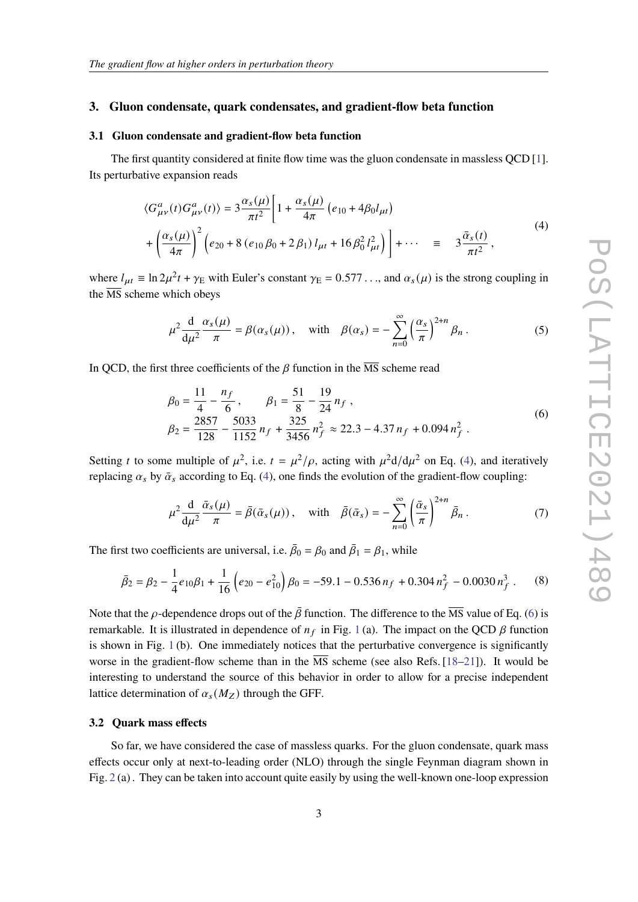## 3. Gluon condensate, quark condensates, and gradient-flow beta function

### 3.1 Gluon condensate and gradient-flow beta function

The first quantity considered at finite flow time was the gluon condensate in massless QCD [1]. Its perturbative expansion reads

$$
\begin{aligned}
\langle G^a_{\mu\nu}(t)G^a_{\mu\nu}(t)\rangle &= 3\frac{\alpha_s(\mu)}{\pi t^2}\bigg[1+\frac{\alpha_s(\mu)}{4\pi}\left(e_{10}+4\beta_0 l_{\mu t}\right)\\
&+\left(\frac{\alpha_s(\mu)}{4\pi}\right)^2\left(e_{20}+8\left(e_{10}\beta_0+2\beta_1\right)l_{\mu t}+16\beta_0^2 l_{\mu t}^2\right)\bigg]+\cdots \quad\equiv\quad 3\frac{\bar{\alpha}_s(t)}{\pi t^2}\,,
\end{aligned}
\tag{4}
$$

where $l_{\mu t}\equiv \ln 2\mu^2 t+\gamma_{\rm E}$ with Euler's constant $\gamma_{\rm E}=0.577\ldots$, and $\alpha_s(\mu)$ is the strong coupling in the $\overline{\rm MS}$ scheme which obeys

$$
\mu^2\frac{\mathrm{d}}{\mathrm{d}\mu^2}\frac{\alpha_s(\mu)}{\pi}=\beta(\alpha_s(\mu))\,,\quad \text{with}\quad \beta(\alpha_s)=-\sum_{n=0}^{\infty}\left(\frac{\alpha_s}{\pi}\right)^{2+n}\beta_n\,.
\tag{5}
$$

In QCD, the first three coefficients of the $\beta$ function in the $\overline{\rm MS}$ scheme read

$$
\begin{aligned}
&\beta_0=\frac{11}{4}-\frac{n_f}{6}\,,\qquad \beta_1=\frac{51}{8}-\frac{19}{24}n_f\,,\\
&\beta_2=\frac{2857}{128}-\frac{5033}{1152}n_f+\frac{325}{3456}n_f^2\approx 22.3-4.37\,n_f+0.094\,n_f^2\,.
\end{aligned}
\tag{6}
$$

Setting $t$ to some multiple of $\mu^2$, i.e. $t=\mu^2/\rho$, acting with $\mu^2\mathrm{d}/\mathrm{d}\mu^2$ on Eq. (4), and iteratively replacing $\alpha_s$ by $\bar{\alpha}_s$ according to Eq. (4), one finds the evolution of the gradient-flow coupling:

$$
\mu^2\frac{\mathrm{d}}{\mathrm{d}\mu^2}\frac{\bar{\alpha}_s(\mu)}{\pi}=\bar{\beta}(\bar{\alpha}_s(\mu))\,,\quad \text{with}\quad \bar{\beta}(\bar{\alpha}_s)=-\sum_{n=0}^{\infty}\left(\frac{\bar{\alpha}_s}{\pi}\right)^{2+n}\bar{\beta}_n\,.
\tag{7}
$$

The first two coefficients are universal, i.e. $\bar{\beta}_0=\beta_0$ and $\bar{\beta}_1=\beta_1$, while

$$
\bar{\beta}_2=\beta_2-\frac{1}{4}e_{10}\beta_1+\frac{1}{16}\left(e_{20}-e_{10}^2\right)\beta_0=-59.1-0.536\,n_f+0.304\,n_f^2-0.0030\,n_f^3\,.
\tag{8}
$$

Note that the $\rho$-dependence drops out of the $\bar{\beta}$ function. The difference to the $\overline{\rm MS}$ value of Eq. (6) is remarkable. It is illustrated in dependence of $n_f$ in Fig. 1 (a). The impact on the QCD $\beta$ function is shown in Fig. 1 (b). One immediately notices that the perturbative convergence is significantly worse in the gradient-flow scheme than in the $\overline{\rm MS}$ scheme (see also Refs. [18–21]). It would be interesting to understand the source of this behavior in order to allow for a precise independent lattice determination of $\alpha_s(M_Z)$ through the GFF.

### 3.2 Quark mass effects

So far, we have considered the case of massless quarks. For the gluon condensate, quark mass effects occur only at next-to-leading order (NLO) through the single Feynman diagram shown in Fig. 2 (a) . They can be taken into account quite easily by using the well-known one-loop expression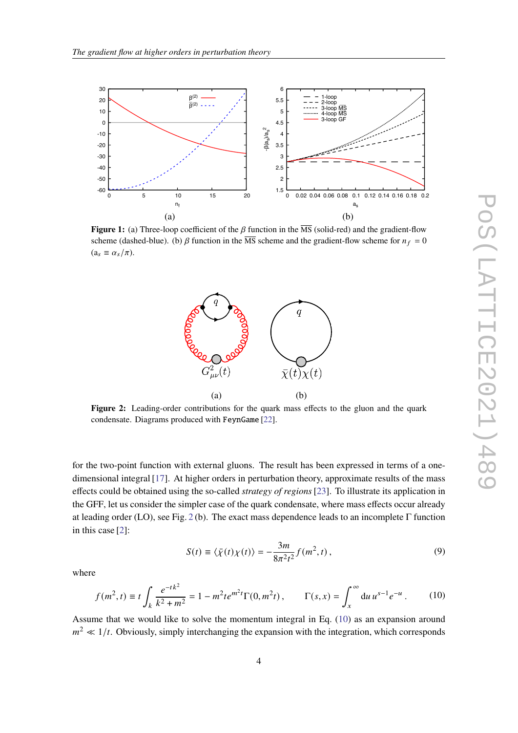**Figure 1:** (a) Three-loop coefficient of the $\beta$ function in the $\overline{\text{MS}}$ (solid-red) and the gradient-flow scheme (dashed-blue). (b) $\beta$ function in the $\overline{\text{MS}}$ scheme and the gradient-flow scheme for $n_f = 0$ ($a_s \equiv \alpha_s/\pi$).

**Figure 2:** Leading-order contributions for the quark mass effects to the gluon and the quark condensate. Diagrams produced with FeynGame [22].

for the two-point function with external gluons. The result has been expressed in terms of a one-dimensional integral [17]. At higher orders in perturbation theory, approximate results of the mass effects could be obtained using the so-called *strategy of regions* [23]. To illustrate its application in the GFF, let us consider the simpler case of the quark condensate, where mass effects occur already at leading order (LO), see Fig. 2 (b). The exact mass dependence leads to an incomplete $\Gamma$ function in this case [2]:

$$S(t) \equiv \langle \bar{\chi}(t)\chi(t)\rangle = -\frac{3m}{8\pi^2 t^2} f(m^2, t)\,, \tag{9}$$

where

$$f(m^2, t) \equiv t \int_k \frac{e^{-tk^2}}{k^2 + m^2} = 1 - m^2 t e^{m^2 t}\Gamma(0, m^2 t)\,, \qquad \Gamma(s, x) = \int_x^\infty \mathrm{d}u\, u^{s-1} e^{-u}\,. \tag{10}$$

Assume that we would like to solve the momentum integral in Eq. (10) as an expansion around $m^2 \ll 1/t$. Obviously, simply interchanging the expansion with the integration, which corresponds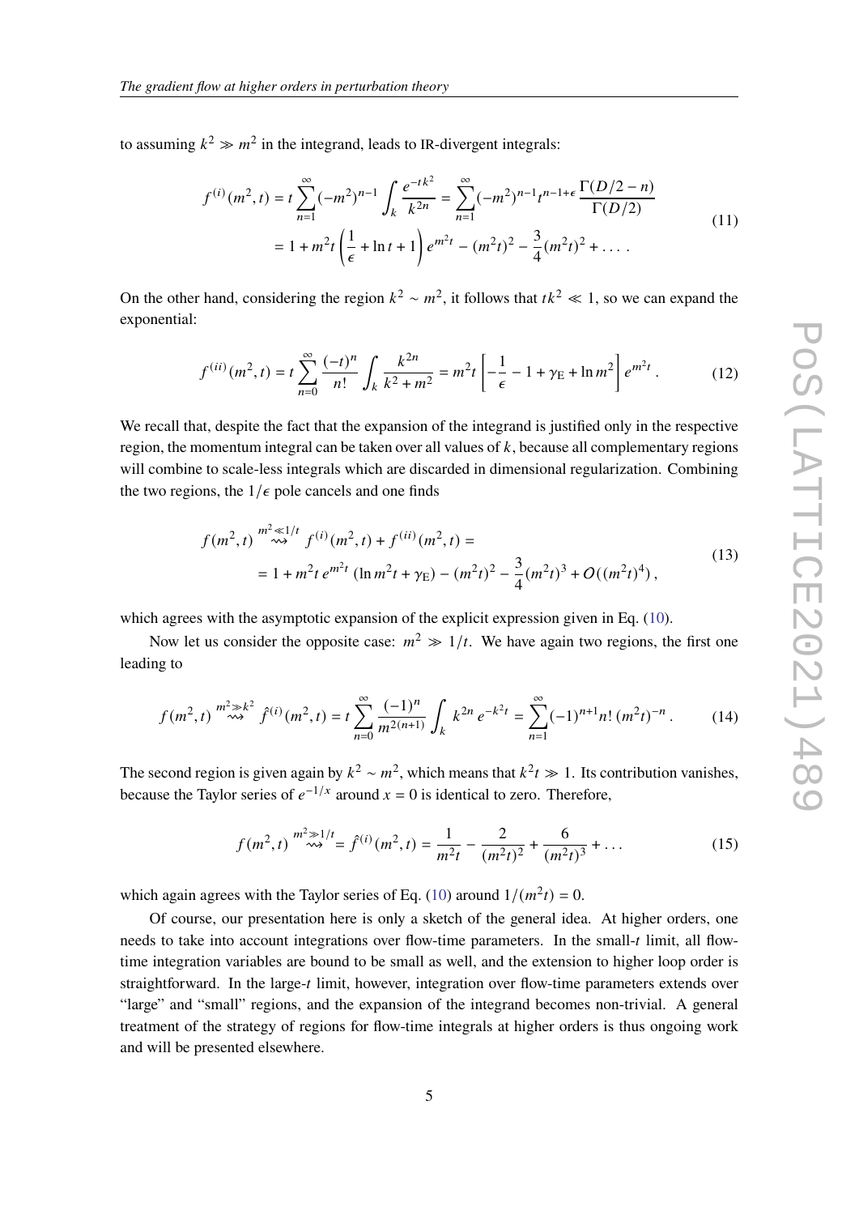to assuming $k^2 \gg m^2$ in the integrand, leads to IR-divergent integrals:

$$
\begin{aligned}
f^{(i)}(m^2,t) &= t\sum_{n=1}^{\infty}(-m^2)^{n-1}\int_k \frac{e^{-tk^2}}{k^{2n}} = \sum_{n=1}^{\infty}(-m^2)^{n-1}t^{n-1+\epsilon}\frac{\Gamma(D/2-n)}{\Gamma(D/2)} \\
&= 1 + m^2 t\left(\frac{1}{\epsilon}+\ln t + 1\right)e^{m^2 t} - (m^2 t)^2 - \frac{3}{4}(m^2 t)^2 + \dots\,.
\end{aligned}
\tag{11}
$$

On the other hand, considering the region $k^2 \sim m^2$, it follows that $tk^2 \ll 1$, so we can expand the exponential:

$$
f^{(ii)}(m^2,t) = t\sum_{n=0}^{\infty}\frac{(-t)^n}{n!}\int_k \frac{k^{2n}}{k^2+m^2} = m^2 t\left[-\frac{1}{\epsilon} - 1 + \gamma_{\mathrm{E}} + \ln m^2\right]e^{m^2 t}\,. \tag{12}
$$

We recall that, despite the fact that the expansion of the integrand is justified only in the respective region, the momentum integral can be taken over all values of $k$, because all complementary regions will combine to scale-less integrals which are discarded in dimensional regularization. Combining the two regions, the $1/\epsilon$ pole cancels and one finds

$$
\begin{aligned}
f(m^2,t) &\overset{m^2\ll 1/t}{\rightsquigarrow} f^{(i)}(m^2,t) + f^{(ii)}(m^2,t) = \\
&= 1 + m^2 t\, e^{m^2 t}\,(\ln m^2 t + \gamma_{\mathrm{E}}) - (m^2 t)^2 - \frac{3}{4}(m^2 t)^3 + O((m^2 t)^4)\,,
\end{aligned}
\tag{13}
$$

which agrees with the asymptotic expansion of the explicit expression given in Eq. (10).

Now let us consider the opposite case: $m^2 \gg 1/t$. We have again two regions, the first one leading to

$$
f(m^2,t) \overset{m^2\gg k^2}{\rightsquigarrow} \hat{f}^{(i)}(m^2,t) = t\sum_{n=0}^{\infty}\frac{(-1)^n}{m^{2(n+1)}}\int_k k^{2n}\,e^{-k^2 t} = \sum_{n=1}^{\infty}(-1)^{n+1}n!\,(m^2 t)^{-n}\,. \tag{14}
$$

The second region is given again by $k^2 \sim m^2$, which means that $k^2 t \gg 1$. Its contribution vanishes, because the Taylor series of $e^{-1/x}$ around $x=0$ is identical to zero. Therefore,

$$
f(m^2,t) \overset{m^2\gg 1/t}{\rightsquigarrow} \hat{f}^{(i)}(m^2,t) = \frac{1}{m^2 t} - \frac{2}{(m^2 t)^2} + \frac{6}{(m^2 t)^3} + \dots \tag{15}
$$

which again agrees with the Taylor series of Eq. (10) around $1/(m^2 t) = 0$.

Of course, our presentation here is only a sketch of the general idea. At higher orders, one needs to take into account integrations over flow-time parameters. In the small-$t$ limit, all flow-time integration variables are bound to be small as well, and the extension to higher loop order is straightforward. In the large-$t$ limit, however, integration over flow-time parameters extends over "large" and "small" regions, and the expansion of the integrand becomes non-trivial. A general treatment of the strategy of regions for flow-time integrals at higher orders is thus ongoing work and will be presented elsewhere.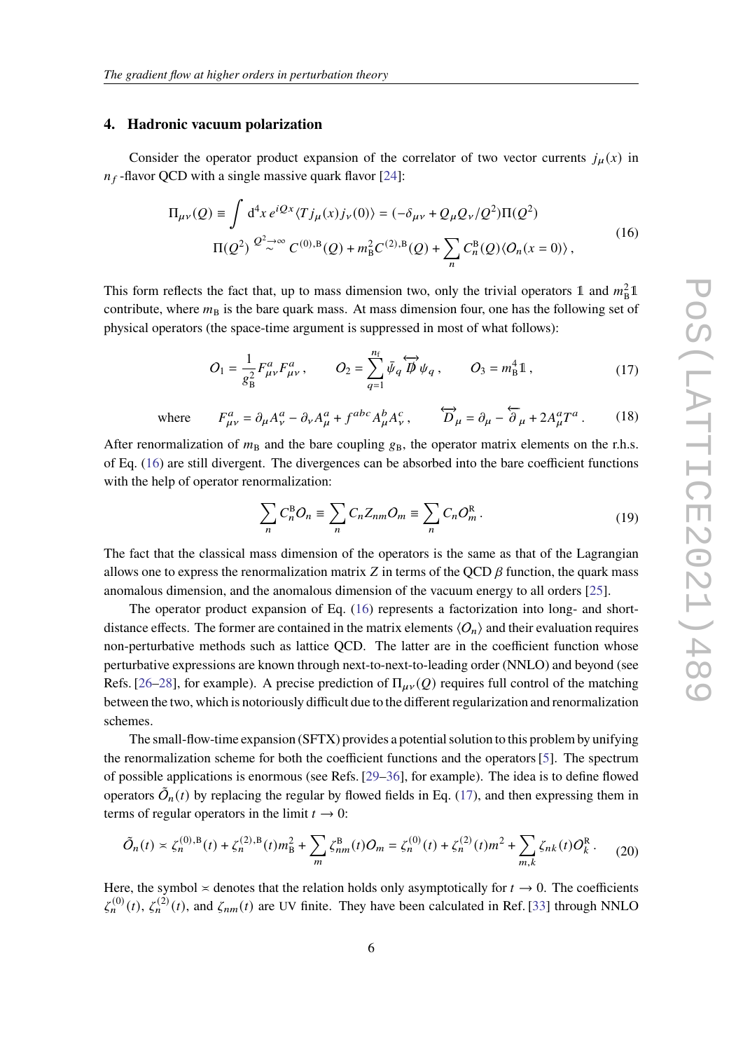## 4. Hadronic vacuum polarization

Consider the operator product expansion of the correlator of two vector currents $j_\mu(x)$ in $n_f$-flavor QCD with a single massive quark flavor [24]:

$$
\begin{aligned}
\Pi_{\mu\nu}(Q) &\equiv \int \mathrm{d}^4x\, e^{iQx}\langle T j_\mu(x) j_\nu(0)\rangle = (-\delta_{\mu\nu} + Q_\mu Q_\nu/Q^2)\Pi(Q^2) \\
\Pi(Q^2) &\overset{Q^2\to\infty}{\sim} C^{(0),\mathrm{B}}(Q) + m_\mathrm{B}^2 C^{(2),\mathrm{B}}(Q) + \sum_n C_n^\mathrm{B}(Q)\langle O_n(x=0)\rangle\,,
\end{aligned}
\tag{16}
$$

This form reflects the fact that, up to mass dimension two, only the trivial operators $\mathbb{1}$ and $m_\mathrm{B}^2\mathbb{1}$ contribute, where $m_\mathrm{B}$ is the bare quark mass. At mass dimension four, one has the following set of physical operators (the space-time argument is suppressed in most of what follows):

$$
O_1 = \frac{1}{g_\mathrm{B}^2}F^a_{\mu\nu}F^a_{\mu\nu}\,, \qquad O_2 = \sum_{q=1}^{n_\mathrm{f}} \bar\psi_q \overleftrightarrow{\not{D}}\psi_q\,, \qquad O_3 = m_\mathrm{B}^4\mathbb{1}\,, \tag{17}
$$

$$
\text{where} \qquad F^a_{\mu\nu} = \partial_\mu A^a_\nu - \partial_\nu A^a_\mu + f^{abc}A^b_\mu A^c_\nu\,, \qquad \overleftrightarrow{D}_\mu = \partial_\mu - \overleftarrow{\partial}_\mu + 2A^a_\mu T^a\,. \tag{18}
$$

After renormalization of $m_\mathrm{B}$ and the bare coupling $g_\mathrm{B}$, the operator matrix elements on the r.h.s. of Eq. (16) are still divergent. The divergences can be absorbed into the bare coefficient functions with the help of operator renormalization:

$$
\sum_n C_n^\mathrm{B} O_n \equiv \sum_n C_n Z_{nm} O_m \equiv \sum_n C_n O_m^\mathrm{R}\,. \tag{19}
$$

The fact that the classical mass dimension of the operators is the same as that of the Lagrangian allows one to express the renormalization matrix $Z$ in terms of the QCD $\beta$ function, the quark mass anomalous dimension, and the anomalous dimension of the vacuum energy to all orders [25].

The operator product expansion of Eq. (16) represents a factorization into long- and short-distance effects. The former are contained in the matrix elements $\langle O_n\rangle$ and their evaluation requires non-perturbative methods such as lattice QCD. The latter are in the coefficient function whose perturbative expressions are known through next-to-next-to-leading order (NNLO) and beyond (see Refs. [26–28], for example). A precise prediction of $\Pi_{\mu\nu}(Q)$ requires full control of the matching between the two, which is notoriously difficult due to the different regularization and renormalization schemes.

The small-flow-time expansion (SFTX) provides a potential solution to this problem by unifying the renormalization scheme for both the coefficient functions and the operators [5]. The spectrum of possible applications is enormous (see Refs. [29–36], for example). The idea is to define flowed operators $\tilde{O}_n(t)$ by replacing the regular by flowed fields in Eq. (17), and then expressing them in terms of regular operators in the limit $t \to 0$:

$$
\tilde{O}_n(t) \asymp \zeta_n^{(0),\mathrm{B}}(t) + \zeta_n^{(2),\mathrm{B}}(t)m_\mathrm{B}^2 + \sum_m \zeta_{nm}^\mathrm{B}(t)O_m = \zeta_n^{(0)}(t) + \zeta_n^{(2)}(t)m^2 + \sum_{m,k}\zeta_{nk}(t)O_k^\mathrm{R}\,. \tag{20}
$$

Here, the symbol $\asymp$ denotes that the relation holds only asymptotically for $t \to 0$. The coefficients $\zeta_n^{(0)}(t)$, $\zeta_n^{(2)}(t)$, and $\zeta_{nm}(t)$ are UV finite. They have been calculated in Ref. [33] through NNLO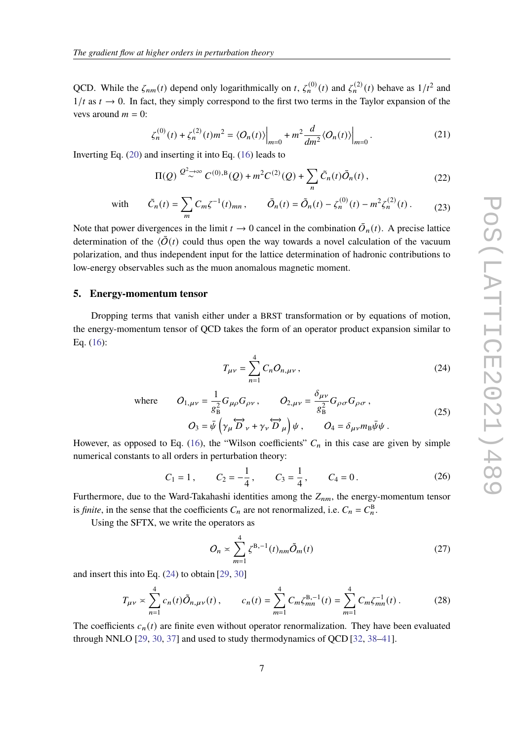QCD. While the $\zeta_{nm}(t)$ depend only logarithmically on $t$, $\zeta_n^{(0)}(t)$ and $\zeta_n^{(2)}(t)$ behave as $1/t^2$ and $1/t$ as $t \to 0$. In fact, they simply correspond to the first two terms in the Taylor expansion of the vevs around $m = 0$:

$$\zeta_n^{(0)}(t) + \zeta_n^{(2)}(t)m^2 = \langle O_n(t)\rangle\Big|_{m=0} + m^2 \frac{d}{dm^2}\langle O_n(t)\rangle\Big|_{m=0} . \tag{21}$$

Inverting Eq. (20) and inserting it into Eq. (16) leads to

$$\Pi(Q) \overset{Q^2\to\infty}{\sim} C^{(0),\mathrm{B}}(Q) + m^2 C^{(2)}(Q) + \sum_n \tilde{C}_n(t)\bar{O}_n(t) , \tag{22}$$

$$\text{with} \qquad \tilde{C}_n(t) = \sum_m C_m \zeta^{-1}(t)_{mn} , \qquad \bar{O}_n(t) = \tilde{O}_n(t) - \zeta_n^{(0)}(t) - m^2\zeta_n^{(2)}(t) . \tag{23}$$

Note that power divergences in the limit $t \to 0$ cancel in the combination $\bar{O}_n(t)$. A precise lattice determination of the $\langle \bar{O}(t)\rangle$ could thus open the way towards a novel calculation of the vacuum polarization, and thus independent input for the lattice determination of hadronic contributions to low-energy observables such as the muon anomalous magnetic moment.

## 5. Energy-momentum tensor

Dropping terms that vanish either under a BRST transformation or by equations of motion, the energy-momentum tensor of QCD takes the form of an operator product expansion similar to Eq. (16):

$$T_{\mu\nu} = \sum_{n=1}^{4} C_n O_{n,\mu\nu} , \tag{24}$$

$$\begin{aligned} \text{where} \qquad O_{1,\mu\nu} &= \frac{1}{g_\mathrm{B}^2} G_{\mu\rho}G_{\rho\nu} , \qquad O_{2,\mu\nu} = \frac{\delta_{\mu\nu}}{g_\mathrm{B}^2} G_{\rho\sigma}G_{\rho\sigma} , \\ O_3 &= \bar{\psi}\left(\gamma_\mu \overleftrightarrow{D}_\nu + \gamma_\nu \overleftrightarrow{D}_\mu\right)\psi , \qquad O_4 = \delta_{\mu\nu} m_\mathrm{B}\bar{\psi}\psi . \end{aligned} \tag{25}$$

However, as opposed to Eq. (16), the "Wilson coefficients" $C_n$ in this case are given by simple numerical constants to all orders in perturbation theory:

$$C_1 = 1 , \qquad C_2 = -\frac{1}{4} , \qquad C_3 = \frac{1}{4} , \qquad C_4 = 0 . \tag{26}$$

Furthermore, due to the Ward-Takahashi identities among the $Z_{nm}$, the energy-momentum tensor is *finite*, in the sense that the coefficients $C_n$ are not renormalized, i.e. $C_n = C_n^\mathrm{B}$.

Using the SFTX, we write the operators as

$$O_n \asymp \sum_{m=1}^{4} \zeta^{\mathrm{B},-1}(t)_{nm}\tilde{O}_m(t) \tag{27}$$

and insert this into Eq. (24) to obtain [29, 30]

$$T_{\mu\nu} \asymp \sum_{n=1}^{4} c_n(t)\tilde{O}_{n,\mu\nu}(t) , \qquad c_n(t) = \sum_{m=1}^{4} C_m \zeta_{mn}^{\mathrm{B},-1}(t) = \sum_{m=1}^{4} C_m \zeta_{mn}^{-1}(t) . \tag{28}$$

The coefficients $c_n(t)$ are finite even without operator renormalization. They have been evaluated through NNLO [29, 30, 37] and used to study thermodynamics of QCD [32, 38–41].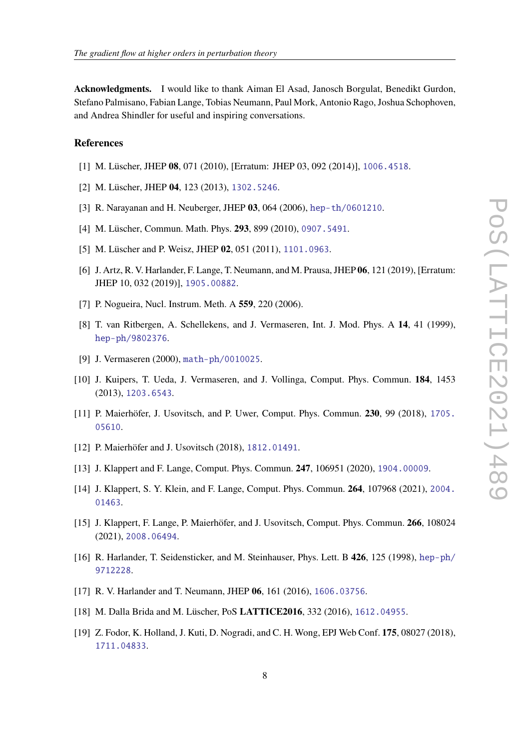**Acknowledgments.** I would like to thank Aiman El Asad, Janosch Borgulat, Benedikt Gurdon, Stefano Palmisano, Fabian Lange, Tobias Neumann, Paul Mork, Antonio Rago, Joshua Schophoven, and Andrea Shindler for useful and inspiring conversations.

## References

[1] M. Lüscher, JHEP **08**, 071 (2010), [Erratum: JHEP 03, 092 (2014)], 1006.4518.

[2] M. Lüscher, JHEP **04**, 123 (2013), 1302.5246.

[3] R. Narayanan and H. Neuberger, JHEP **03**, 064 (2006), hep-th/0601210.

[4] M. Lüscher, Commun. Math. Phys. **293**, 899 (2010), 0907.5491.

[5] M. Lüscher and P. Weisz, JHEP **02**, 051 (2011), 1101.0963.

[6] J. Artz, R. V. Harlander, F. Lange, T. Neumann, and M. Prausa, JHEP **06**, 121 (2019), [Erratum: JHEP 10, 032 (2019)], 1905.00882.

[7] P. Nogueira, Nucl. Instrum. Meth. A **559**, 220 (2006).

[8] T. van Ritbergen, A. Schellekens, and J. Vermaseren, Int. J. Mod. Phys. A **14**, 41 (1999), hep-ph/9802376.

[9] J. Vermaseren (2000), math-ph/0010025.

[10] J. Kuipers, T. Ueda, J. Vermaseren, and J. Vollinga, Comput. Phys. Commun. **184**, 1453 (2013), 1203.6543.

[11] P. Maierhöfer, J. Usovitsch, and P. Uwer, Comput. Phys. Commun. **230**, 99 (2018), 1705.05610.

[12] P. Maierhöfer and J. Usovitsch (2018), 1812.01491.

[13] J. Klappert and F. Lange, Comput. Phys. Commun. **247**, 106951 (2020), 1904.00009.

[14] J. Klappert, S. Y. Klein, and F. Lange, Comput. Phys. Commun. **264**, 107968 (2021), 2004.01463.

[15] J. Klappert, F. Lange, P. Maierhöfer, and J. Usovitsch, Comput. Phys. Commun. **266**, 108024 (2021), 2008.06494.

[16] R. Harlander, T. Seidensticker, and M. Steinhauser, Phys. Lett. B **426**, 125 (1998), hep-ph/9712228.

[17] R. V. Harlander and T. Neumann, JHEP **06**, 161 (2016), 1606.03756.

[18] M. Dalla Brida and M. Lüscher, PoS **LATTICE2016**, 332 (2016), 1612.04955.

[19] Z. Fodor, K. Holland, J. Kuti, D. Nogradi, and C. H. Wong, EPJ Web Conf. **175**, 08027 (2018), 1711.04833.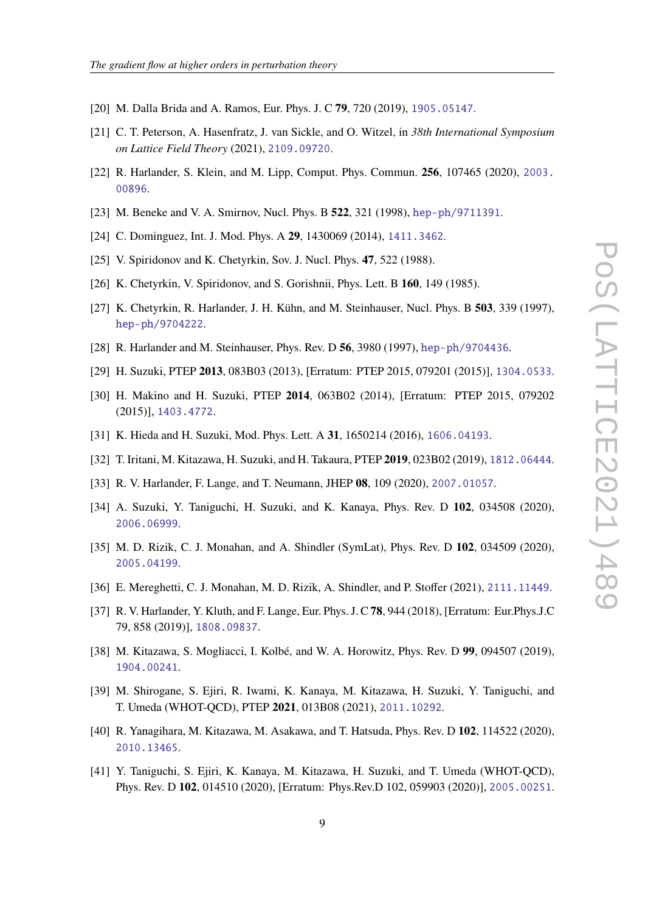[20] M. Dalla Brida and A. Ramos, Eur. Phys. J. C **79**, 720 (2019), 1905.05147.

[21] C. T. Peterson, A. Hasenfratz, J. van Sickle, and O. Witzel, in *38th International Symposium on Lattice Field Theory* (2021), 2109.09720.

[22] R. Harlander, S. Klein, and M. Lipp, Comput. Phys. Commun. **256**, 107465 (2020), 2003.00896.

[23] M. Beneke and V. A. Smirnov, Nucl. Phys. B **522**, 321 (1998), hep-ph/9711391.

[24] C. Dominguez, Int. J. Mod. Phys. A **29**, 1430069 (2014), 1411.3462.

[25] V. Spiridonov and K. Chetyrkin, Sov. J. Nucl. Phys. **47**, 522 (1988).

[26] K. Chetyrkin, V. Spiridonov, and S. Gorishnii, Phys. Lett. B **160**, 149 (1985).

[27] K. Chetyrkin, R. Harlander, J. H. Kühn, and M. Steinhauser, Nucl. Phys. B **503**, 339 (1997), hep-ph/9704222.

[28] R. Harlander and M. Steinhauser, Phys. Rev. D **56**, 3980 (1997), hep-ph/9704436.

[29] H. Suzuki, PTEP **2013**, 083B03 (2013), [Erratum: PTEP 2015, 079201 (2015)], 1304.0533.

[30] H. Makino and H. Suzuki, PTEP **2014**, 063B02 (2014), [Erratum: PTEP 2015, 079202 (2015)], 1403.4772.

[31] K. Hieda and H. Suzuki, Mod. Phys. Lett. A **31**, 1650214 (2016), 1606.04193.

[32] T. Iritani, M. Kitazawa, H. Suzuki, and H. Takaura, PTEP **2019**, 023B02 (2019), 1812.06444.

[33] R. V. Harlander, F. Lange, and T. Neumann, JHEP **08**, 109 (2020), 2007.01057.

[34] A. Suzuki, Y. Taniguchi, H. Suzuki, and K. Kanaya, Phys. Rev. D **102**, 034508 (2020), 2006.06999.

[35] M. D. Rizik, C. J. Monahan, and A. Shindler (SymLat), Phys. Rev. D **102**, 034509 (2020), 2005.04199.

[36] E. Mereghetti, C. J. Monahan, M. D. Rizik, A. Shindler, and P. Stoffer (2021), 2111.11449.

[37] R. V. Harlander, Y. Kluth, and F. Lange, Eur. Phys. J. C **78**, 944 (2018), [Erratum: Eur.Phys.J.C 79, 858 (2019)], 1808.09837.

[38] M. Kitazawa, S. Mogliacci, I. Kolbé, and W. A. Horowitz, Phys. Rev. D **99**, 094507 (2019), 1904.00241.

[39] M. Shirogane, S. Ejiri, R. Iwami, K. Kanaya, M. Kitazawa, H. Suzuki, Y. Taniguchi, and T. Umeda (WHOT-QCD), PTEP **2021**, 013B08 (2021), 2011.10292.

[40] R. Yanagihara, M. Kitazawa, M. Asakawa, and T. Hatsuda, Phys. Rev. D **102**, 114522 (2020), 2010.13465.

[41] Y. Taniguchi, S. Ejiri, K. Kanaya, M. Kitazawa, H. Suzuki, and T. Umeda (WHOT-QCD), Phys. Rev. D **102**, 014510 (2020), [Erratum: Phys.Rev.D 102, 059903 (2020)], 2005.00251.